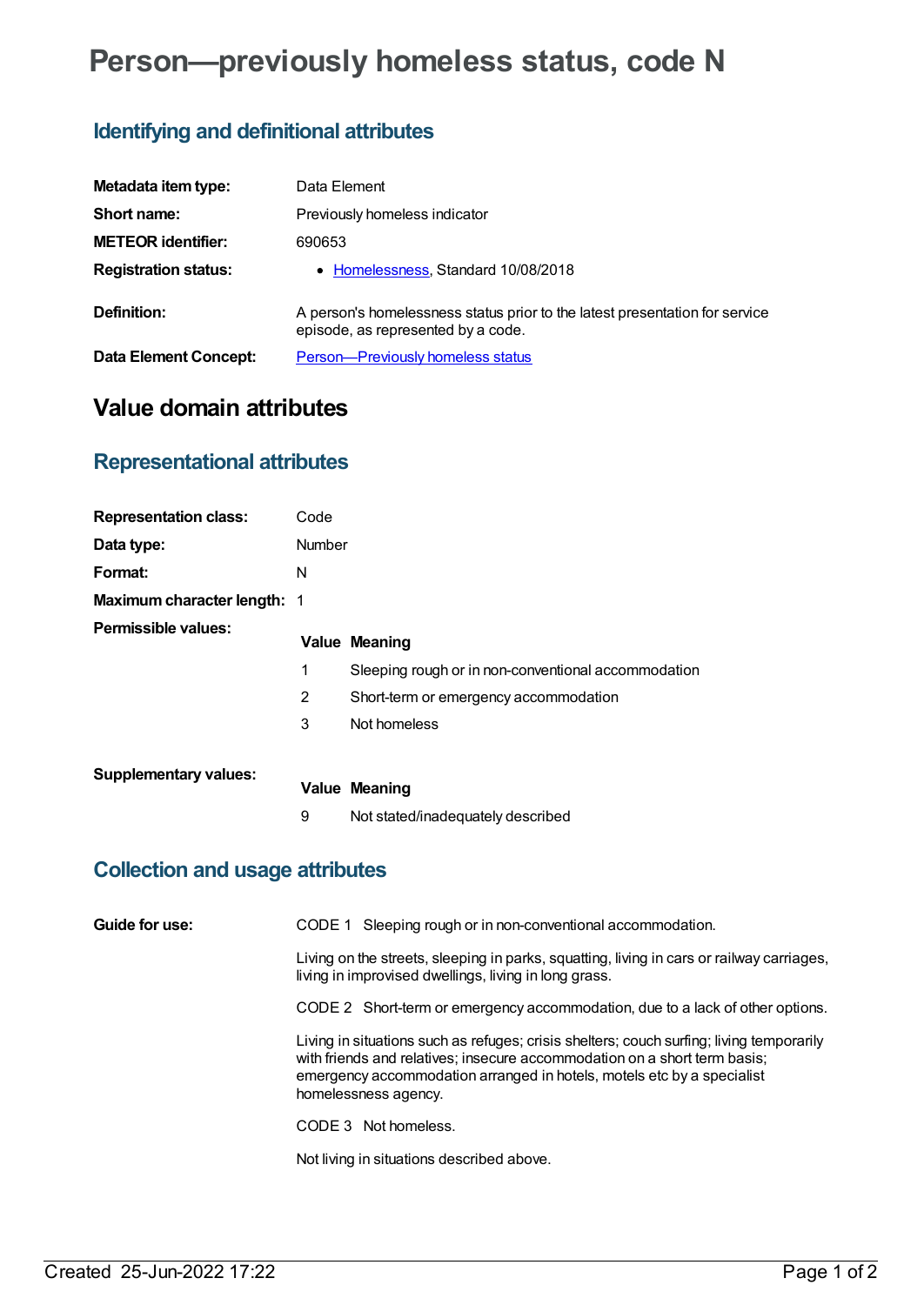# Person—previously homeless status, code N

## Identifying and definitional attributes

| | |
|---|---|
| **Metadata item type:** | Data Element |
| **Short name:** | Previously homeless indicator |
| **METEOR identifier:** | 690653 |
| **Registration status:** | • Homelessness, Standard 10/08/2018 |
| **Definition:** | A person's homelessness status prior to the latest presentation for service episode, as represented by a code. |
| **Data Element Concept:** | Person—Previously homeless status |

# Value domain attributes

## Representational attributes

| | |
|---|---|
| **Representation class:** | Code |
| **Data type:** | Number |
| **Format:** | N |
| **Maximum character length:** | 1 |

**Permissible values:**

| Value | Meaning |
|---|---|
| 1 | Sleeping rough or in non-conventional accommodation |
| 2 | Short-term or emergency accommodation |
| 3 | Not homeless |

**Supplementary values:**

| Value | Meaning |
|---|---|
| 9 | Not stated/inadequately described |

## Collection and usage attributes

**Guide for use:**

CODE 1 Sleeping rough or in non-conventional accommodation.

Living on the streets, sleeping in parks, squatting, living in cars or railway carriages, living in improvised dwellings, living in long grass.

CODE 2 Short-term or emergency accommodation, due to a lack of other options.

Living in situations such as refuges; crisis shelters; couch surfing; living temporarily with friends and relatives; insecure accommodation on a short term basis; emergency accommodation arranged in hotels, motels etc by a specialist homelessness agency.

CODE 3 Not homeless.

Not living in situations described above.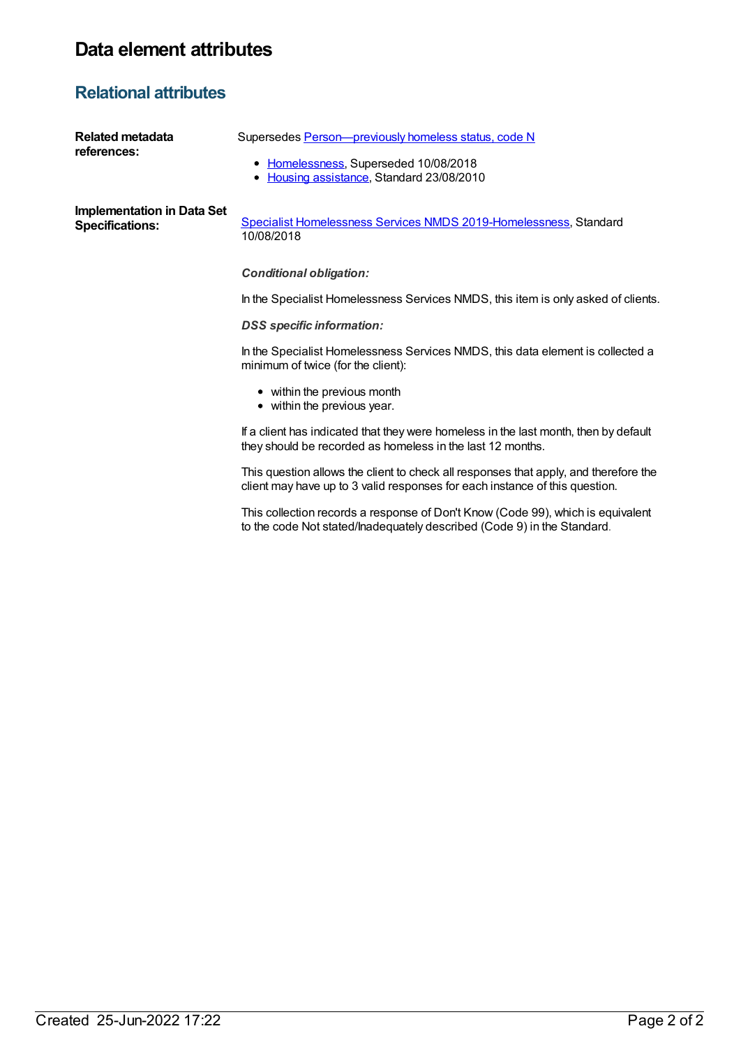# Data element attributes

## Relational attributes

**Related metadata references:**

Supersedes Person—previously homeless status, code N

- Homelessness, Superseded 10/08/2018
- Housing assistance, Standard 23/08/2010

**Implementation in Data Set Specifications:**

Specialist Homelessness Services NMDS 2019-Homelessness, Standard 10/08/2018

***Conditional obligation:***

In the Specialist Homelessness Services NMDS, this item is only asked of clients.

***DSS specific information:***

In the Specialist Homelessness Services NMDS, this data element is collected a minimum of twice (for the client):

- within the previous month
- within the previous year.

If a client has indicated that they were homeless in the last month, then by default they should be recorded as homeless in the last 12 months.

This question allows the client to check all responses that apply, and therefore the client may have up to 3 valid responses for each instance of this question.

This collection records a response of Don't Know (Code 99), which is equivalent to the code Not stated/Inadequately described (Code 9) in the Standard.